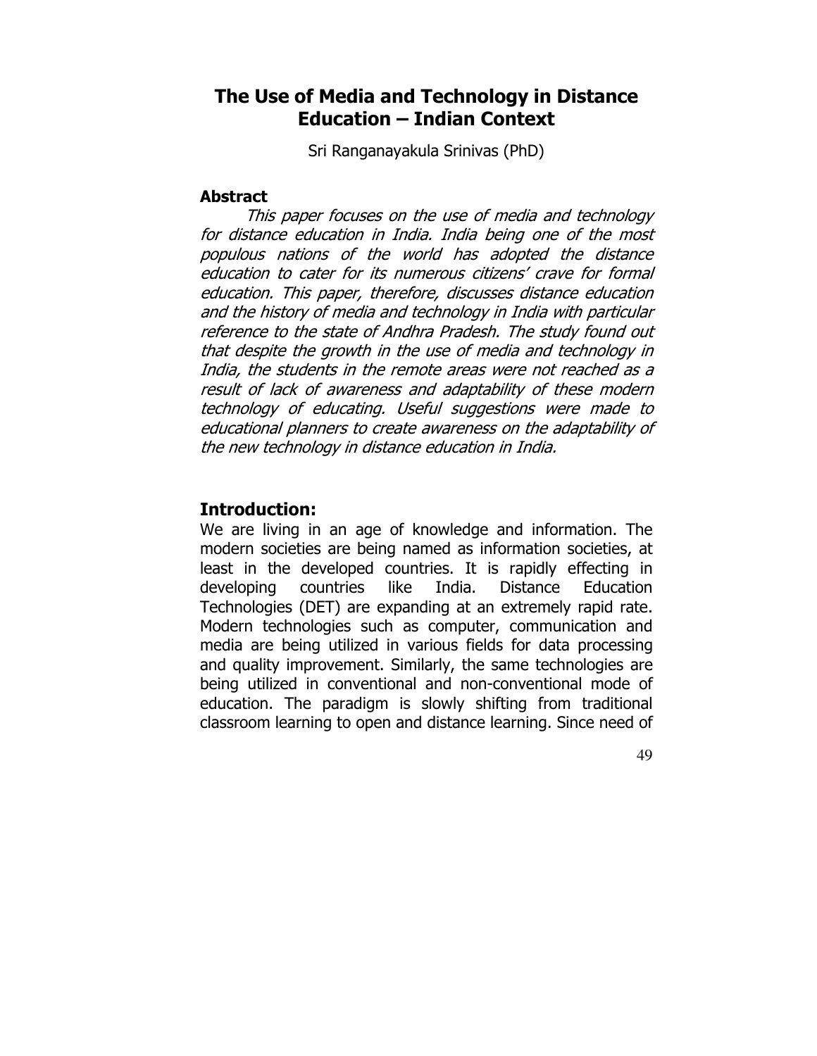# The Use of Media and Technology in Distance Education – Indian Context

Sri Ranganayakula Srinivas (PhD)

## Abstract

*This paper focuses on the use of media and technology for distance education in India. India being one of the most populous nations of the world has adopted the distance education to cater for its numerous citizens' crave for formal education. This paper, therefore, discusses distance education and the history of media and technology in India with particular reference to the state of Andhra Pradesh. The study found out that despite the growth in the use of media and technology in India, the students in the remote areas were not reached as a result of lack of awareness and adaptability of these modern technology of educating. Useful suggestions were made to educational planners to create awareness on the adaptability of the new technology in distance education in India.*

## Introduction:

We are living in an age of knowledge and information. The modern societies are being named as information societies, at least in the developed countries. It is rapidly effecting in developing countries like India. Distance Education Technologies (DET) are expanding at an extremely rapid rate. Modern technologies such as computer, communication and media are being utilized in various fields for data processing and quality improvement. Similarly, the same technologies are being utilized in conventional and non-conventional mode of education. The paradigm is slowly shifting from traditional classroom learning to open and distance learning. Since need of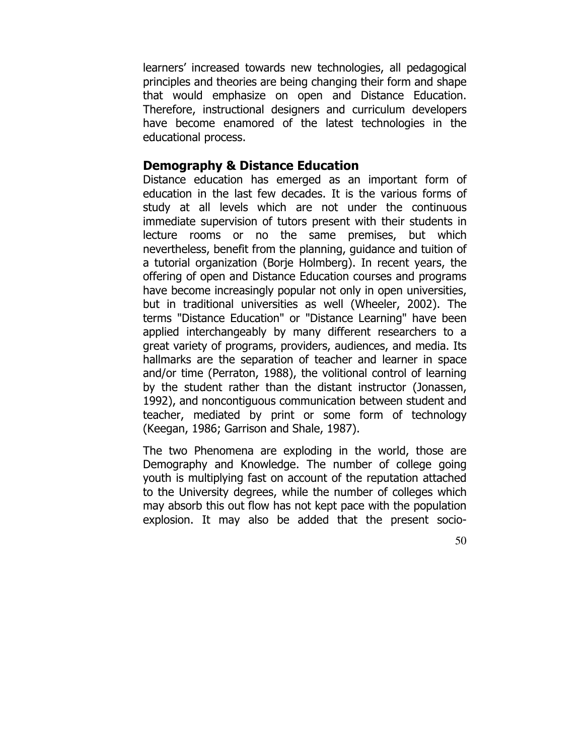learners' increased towards new technologies, all pedagogical principles and theories are being changing their form and shape that would emphasize on open and Distance Education. Therefore, instructional designers and curriculum developers have become enamored of the latest technologies in the educational process.

## Demography & Distance Education

Distance education has emerged as an important form of education in the last few decades. It is the various forms of study at all levels which are not under the continuous immediate supervision of tutors present with their students in lecture rooms or no the same premises, but which nevertheless, benefit from the planning, guidance and tuition of a tutorial organization (Borje Holmberg). In recent years, the offering of open and Distance Education courses and programs have become increasingly popular not only in open universities, but in traditional universities as well (Wheeler, 2002). The terms "Distance Education" or "Distance Learning" have been applied interchangeably by many different researchers to a great variety of programs, providers, audiences, and media. Its hallmarks are the separation of teacher and learner in space and/or time (Perraton, 1988), the volitional control of learning by the student rather than the distant instructor (Jonassen, 1992), and noncontiguous communication between student and teacher, mediated by print or some form of technology (Keegan, 1986; Garrison and Shale, 1987).

The two Phenomena are exploding in the world, those are Demography and Knowledge. The number of college going youth is multiplying fast on account of the reputation attached to the University degrees, while the number of colleges which may absorb this out flow has not kept pace with the population explosion. It may also be added that the present socio-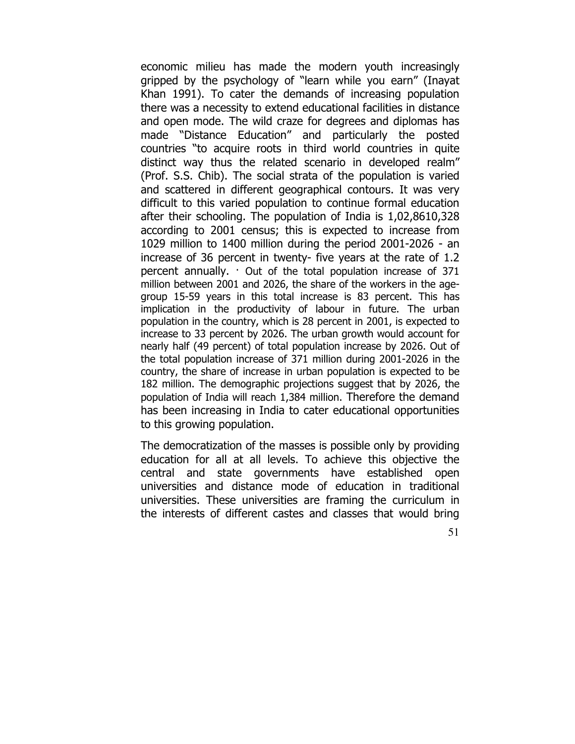economic milieu has made the modern youth increasingly gripped by the psychology of "learn while you earn" (Inayat Khan 1991). To cater the demands of increasing population there was a necessity to extend educational facilities in distance and open mode. The wild craze for degrees and diplomas has made "Distance Education" and particularly the posted countries "to acquire roots in third world countries in quite distinct way thus the related scenario in developed realm" (Prof. S.S. Chib). The social strata of the population is varied and scattered in different geographical contours. It was very difficult to this varied population to continue formal education after their schooling. The population of India is 1,02,8610,328 according to 2001 census; this is expected to increase from 1029 million to 1400 million during the period 2001-2026 - an increase of 36 percent in twenty- five years at the rate of 1.2 percent annually. · Out of the total population increase of 371 million between 2001 and 2026, the share of the workers in the age-group 15-59 years in this total increase is 83 percent. This has implication in the productivity of labour in future. The urban population in the country, which is 28 percent in 2001, is expected to increase to 33 percent by 2026. The urban growth would account for nearly half (49 percent) of total population increase by 2026. Out of the total population increase of 371 million during 2001-2026 in the country, the share of increase in urban population is expected to be 182 million. The demographic projections suggest that by 2026, the population of India will reach 1,384 million. Therefore the demand has been increasing in India to cater educational opportunities to this growing population.

The democratization of the masses is possible only by providing education for all at all levels. To achieve this objective the central and state governments have established open universities and distance mode of education in traditional universities. These universities are framing the curriculum in the interests of different castes and classes that would bring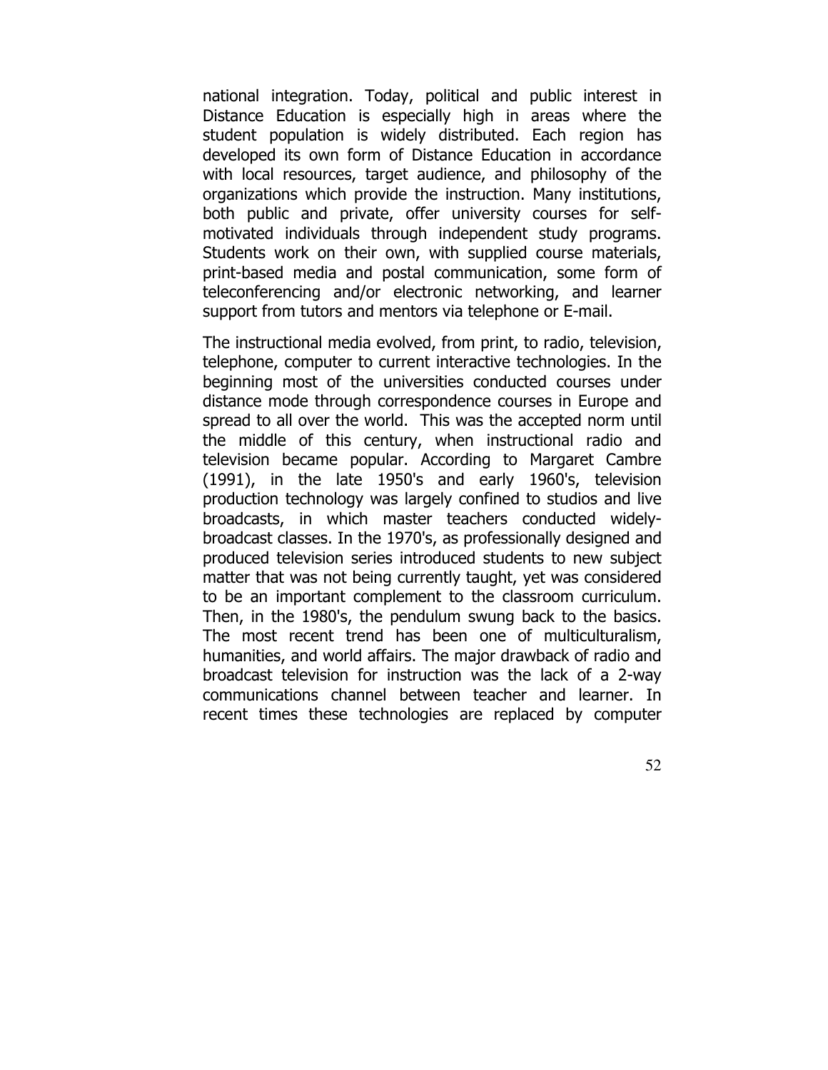national integration. Today, political and public interest in Distance Education is especially high in areas where the student population is widely distributed. Each region has developed its own form of Distance Education in accordance with local resources, target audience, and philosophy of the organizations which provide the instruction. Many institutions, both public and private, offer university courses for self-motivated individuals through independent study programs. Students work on their own, with supplied course materials, print-based media and postal communication, some form of teleconferencing and/or electronic networking, and learner support from tutors and mentors via telephone or E-mail.

The instructional media evolved, from print, to radio, television, telephone, computer to current interactive technologies. In the beginning most of the universities conducted courses under distance mode through correspondence courses in Europe and spread to all over the world. This was the accepted norm until the middle of this century, when instructional radio and television became popular. According to Margaret Cambre (1991), in the late 1950's and early 1960's, television production technology was largely confined to studios and live broadcasts, in which master teachers conducted widely-broadcast classes. In the 1970's, as professionally designed and produced television series introduced students to new subject matter that was not being currently taught, yet was considered to be an important complement to the classroom curriculum. Then, in the 1980's, the pendulum swung back to the basics. The most recent trend has been one of multiculturalism, humanities, and world affairs. The major drawback of radio and broadcast television for instruction was the lack of a 2-way communications channel between teacher and learner. In recent times these technologies are replaced by computer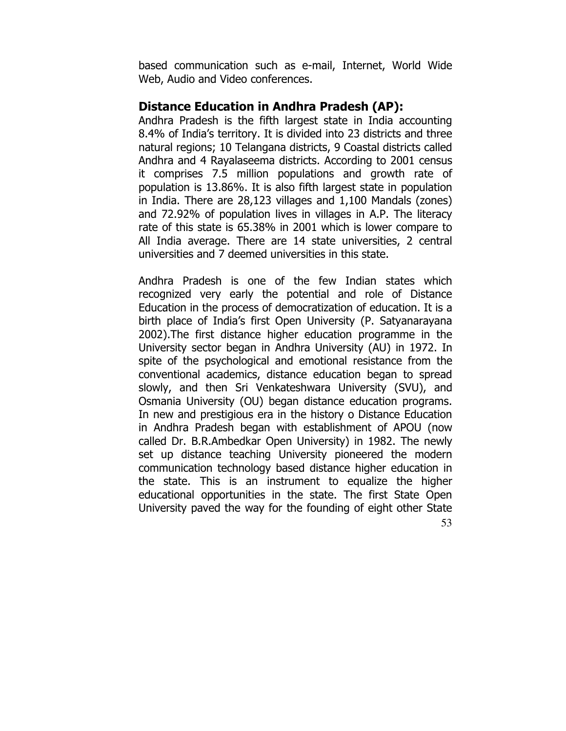based communication such as e-mail, Internet, World Wide Web, Audio and Video conferences.

## Distance Education in Andhra Pradesh (AP):

Andhra Pradesh is the fifth largest state in India accounting 8.4% of India's territory. It is divided into 23 districts and three natural regions; 10 Telangana districts, 9 Coastal districts called Andhra and 4 Rayalaseema districts. According to 2001 census it comprises 7.5 million populations and growth rate of population is 13.86%. It is also fifth largest state in population in India. There are 28,123 villages and 1,100 Mandals (zones) and 72.92% of population lives in villages in A.P. The literacy rate of this state is 65.38% in 2001 which is lower compare to All India average. There are 14 state universities, 2 central universities and 7 deemed universities in this state.

Andhra Pradesh is one of the few Indian states which recognized very early the potential and role of Distance Education in the process of democratization of education. It is a birth place of India's first Open University (P. Satyanarayana 2002).The first distance higher education programme in the University sector began in Andhra University (AU) in 1972. In spite of the psychological and emotional resistance from the conventional academics, distance education began to spread slowly, and then Sri Venkateshwara University (SVU), and Osmania University (OU) began distance education programs. In new and prestigious era in the history o Distance Education in Andhra Pradesh began with establishment of APOU (now called Dr. B.R.Ambedkar Open University) in 1982. The newly set up distance teaching University pioneered the modern communication technology based distance higher education in the state. This is an instrument to equalize the higher educational opportunities in the state. The first State Open University paved the way for the founding of eight other State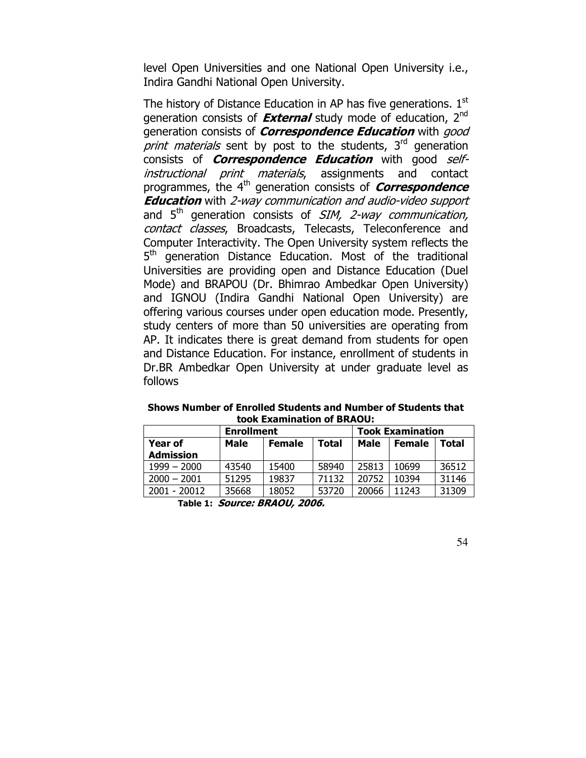level Open Universities and one National Open University i.e., Indira Gandhi National Open University.

The history of Distance Education in AP has five generations. 1st generation consists of ***External*** study mode of education, 2nd generation consists of ***Correspondence Education*** with *good print materials* sent by post to the students, 3rd generation consists of ***Correspondence Education*** with good *self-instructional print materials*, assignments and contact programmes, the 4th generation consists of ***Correspondence Education*** with *2-way communication and audio-video support* and 5th generation consists of *SIM, 2-way communication, contact classes*, Broadcasts, Telecasts, Teleconference and Computer Interactivity. The Open University system reflects the 5th generation Distance Education. Most of the traditional Universities are providing open and Distance Education (Duel Mode) and BRAPOU (Dr. Bhimrao Ambedkar Open University) and IGNOU (Indira Gandhi National Open University) are offering various courses under open education mode. Presently, study centers of more than 50 universities are operating from AP. It indicates there is great demand from students for open and Distance Education. For instance, enrollment of students in Dr.BR Ambedkar Open University at under graduate level as follows

**Shows Number of Enrolled Students and Number of Students that took Examination of BRAOU:**

| | **Enrollment** | | | **Took Examination** | | |
|---|---|---|---|---|---|---|
| **Year of Admission** | **Male** | **Female** | **Total** | **Male** | **Female** | **Total** |
| 1999 – 2000 | 43540 | 15400 | 58940 | 25813 | 10699 | 36512 |
| 2000 – 2001 | 51295 | 19837 | 71132 | 20752 | 10394 | 31146 |
| 2001 - 20012 | 35668 | 18052 | 53720 | 20066 | 11243 | 31309 |

**Table 1:** ***Source: BRAOU, 2006.***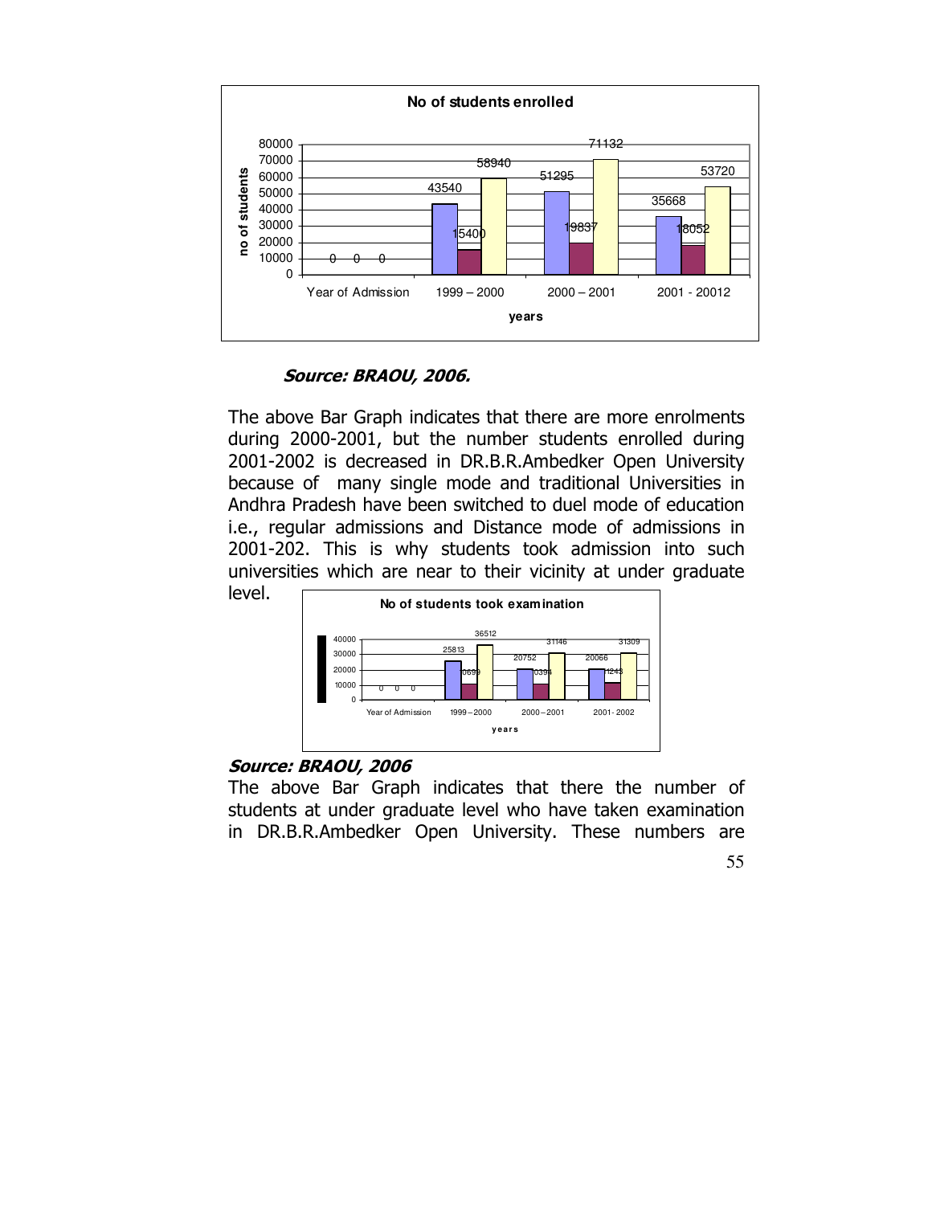**No of students enrolled**

no of students

80000
70000
60000
50000
40000
30000
20000
10000
0

0 0 0

43540
15400
58940

51295
19837
71132

35668
18052
53720

Year of Admission 1999 – 2000 2000 – 2001 2001 - 20012

years

***Source: BRAOU, 2006.***

The above Bar Graph indicates that there are more enrolments during 2000-2001, but the number students enrolled during 2001-2002 is decreased in DR.B.R.Ambedker Open University because of many single mode and traditional Universities in Andhra Pradesh have been switched to duel mode of education i.e., regular admissions and Distance mode of admissions in 2001-202. This is why students took admission into such universities which are near to their vicinity at under graduate level.

**No of students took examination**

40000
30000
20000
10000
0

0 0 0

25813
10699
36512

20752
10394
31146

20066
11243
31309

Year of Admission 1999 – 2000 2000 – 2001 2001- 2002

years

***Source: BRAOU, 2006***

The above Bar Graph indicates that there the number of students at under graduate level who have taken examination in DR.B.R.Ambedker Open University. These numbers are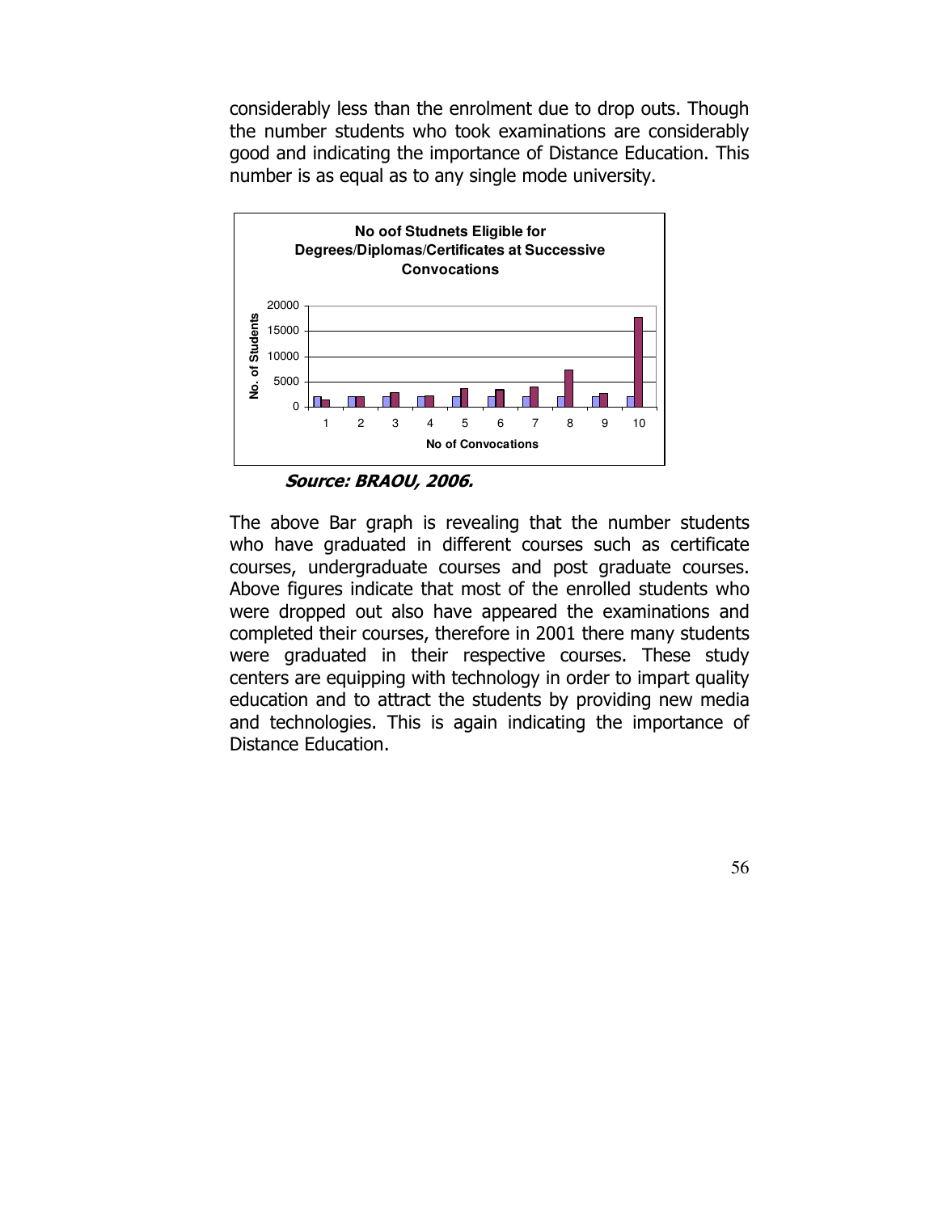considerably less than the enrolment due to drop outs. Though the number students who took examinations are considerably good and indicating the importance of Distance Education. This number is as equal as to any single mode university.

No oof Studnets Eligible for Degrees/Diplomas/Certificates at Successive Convocations

No. of Students

20000
15000
10000
5000
0

1 2 3 4 5 6 7 8 9 10

No of Convocations

***Source: BRAOU, 2006.***

The above Bar graph is revealing that the number students who have graduated in different courses such as certificate courses, undergraduate courses and post graduate courses. Above figures indicate that most of the enrolled students who were dropped out also have appeared the examinations and completed their courses, therefore in 2001 there many students were graduated in their respective courses. These study centers are equipping with technology in order to impart quality education and to attract the students by providing new media and technologies. This is again indicating the importance of Distance Education.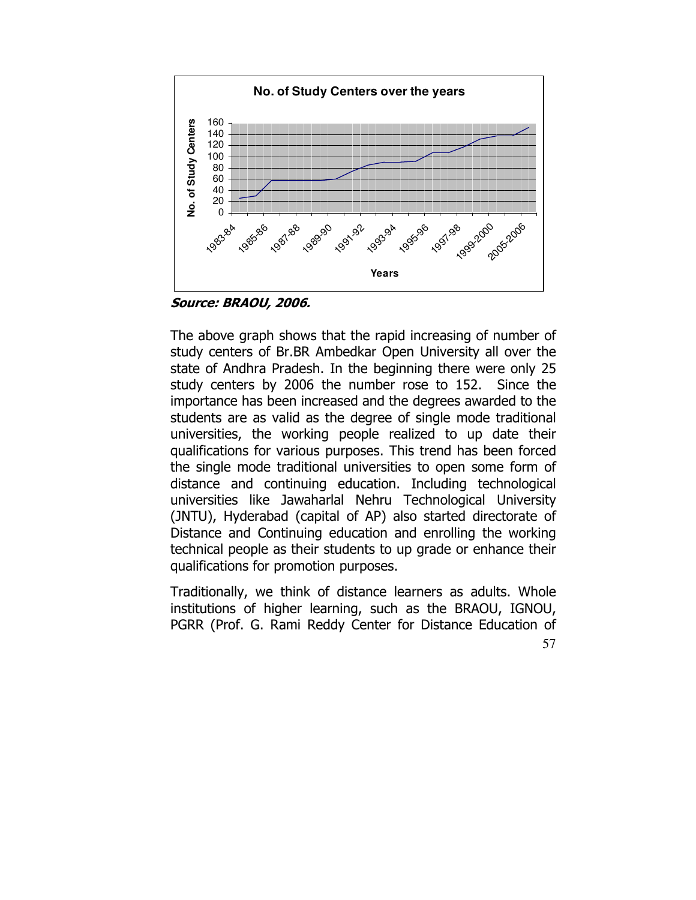**No. of Study Centers over the years**

*Source: BRAOU, 2006.*

The above graph shows that the rapid increasing of number of study centers of Br.BR Ambedkar Open University all over the state of Andhra Pradesh. In the beginning there were only 25 study centers by 2006 the number rose to 152. Since the importance has been increased and the degrees awarded to the students are as valid as the degree of single mode traditional universities, the working people realized to up date their qualifications for various purposes. This trend has been forced the single mode traditional universities to open some form of distance and continuing education. Including technological universities like Jawaharlal Nehru Technological University (JNTU), Hyderabad (capital of AP) also started directorate of Distance and Continuing education and enrolling the working technical people as their students to up grade or enhance their qualifications for promotion purposes.

Traditionally, we think of distance learners as adults. Whole institutions of higher learning, such as the BRAOU, IGNOU, PGRR (Prof. G. Rami Reddy Center for Distance Education of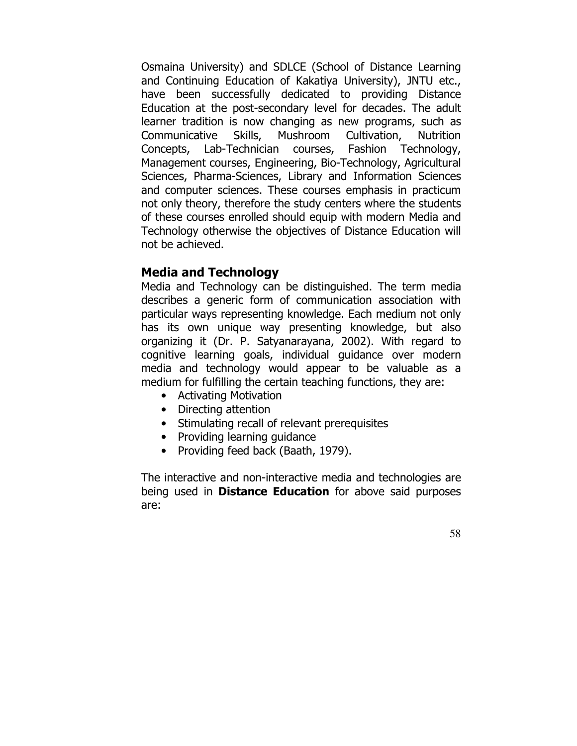Osmaina University) and SDLCE (School of Distance Learning and Continuing Education of Kakatiya University), JNTU etc., have been successfully dedicated to providing Distance Education at the post-secondary level for decades. The adult learner tradition is now changing as new programs, such as Communicative Skills, Mushroom Cultivation, Nutrition Concepts, Lab-Technician courses, Fashion Technology, Management courses, Engineering, Bio-Technology, Agricultural Sciences, Pharma-Sciences, Library and Information Sciences and computer sciences. These courses emphasis in practicum not only theory, therefore the study centers where the students of these courses enrolled should equip with modern Media and Technology otherwise the objectives of Distance Education will not be achieved.

## Media and Technology

Media and Technology can be distinguished. The term media describes a generic form of communication association with particular ways representing knowledge. Each medium not only has its own unique way presenting knowledge, but also organizing it (Dr. P. Satyanarayana, 2002). With regard to cognitive learning goals, individual guidance over modern media and technology would appear to be valuable as a medium for fulfilling the certain teaching functions, they are:

- Activating Motivation
- Directing attention
- Stimulating recall of relevant prerequisites
- Providing learning guidance
- Providing feed back (Baath, 1979).

The interactive and non-interactive media and technologies are being used in **Distance Education** for above said purposes are: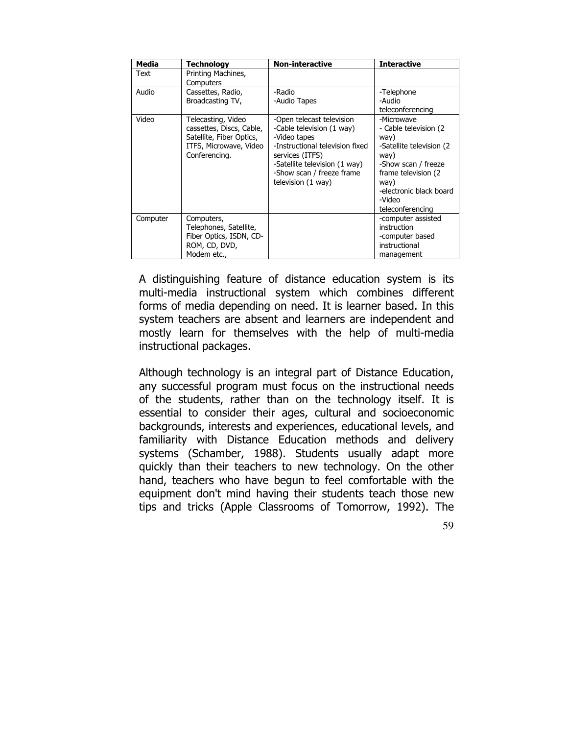| Media | Technology | Non-interactive | Interactive |
|---|---|---|---|
| Text | Printing Machines, Computers | | |
| Audio | Cassettes, Radio, Broadcasting TV, | -Radio<br>-Audio Tapes | -Telephone<br>-Audio teleconferencing |
| Video | Telecasting, Video cassettes, Discs, Cable, Satellite, Fiber Optics, ITFS, Microwave, Video Conferencing. | -Open telecast television<br>-Cable television (1 way)<br>-Video tapes<br>-Instructional television fixed services (ITFS)<br>-Satellite television (1 way)<br>-Show scan / freeze frame television (1 way) | -Microwave<br>- Cable television (2 way)<br>-Satellite television (2 way)<br>-Show scan / freeze frame television (2 way)<br>-electronic black board<br>-Video teleconferencing |
| Computer | Computers, Telephones, Satellite, Fiber Optics, ISDN, CD-ROM, CD, DVD, Modem etc., | | -computer assisted instruction<br>-computer based instructional management |

A distinguishing feature of distance education system is its multi-media instructional system which combines different forms of media depending on need. It is learner based. In this system teachers are absent and learners are independent and mostly learn for themselves with the help of multi-media instructional packages.

Although technology is an integral part of Distance Education, any successful program must focus on the instructional needs of the students, rather than on the technology itself. It is essential to consider their ages, cultural and socioeconomic backgrounds, interests and experiences, educational levels, and familiarity with Distance Education methods and delivery systems (Schamber, 1988). Students usually adapt more quickly than their teachers to new technology. On the other hand, teachers who have begun to feel comfortable with the equipment don't mind having their students teach those new tips and tricks (Apple Classrooms of Tomorrow, 1992). The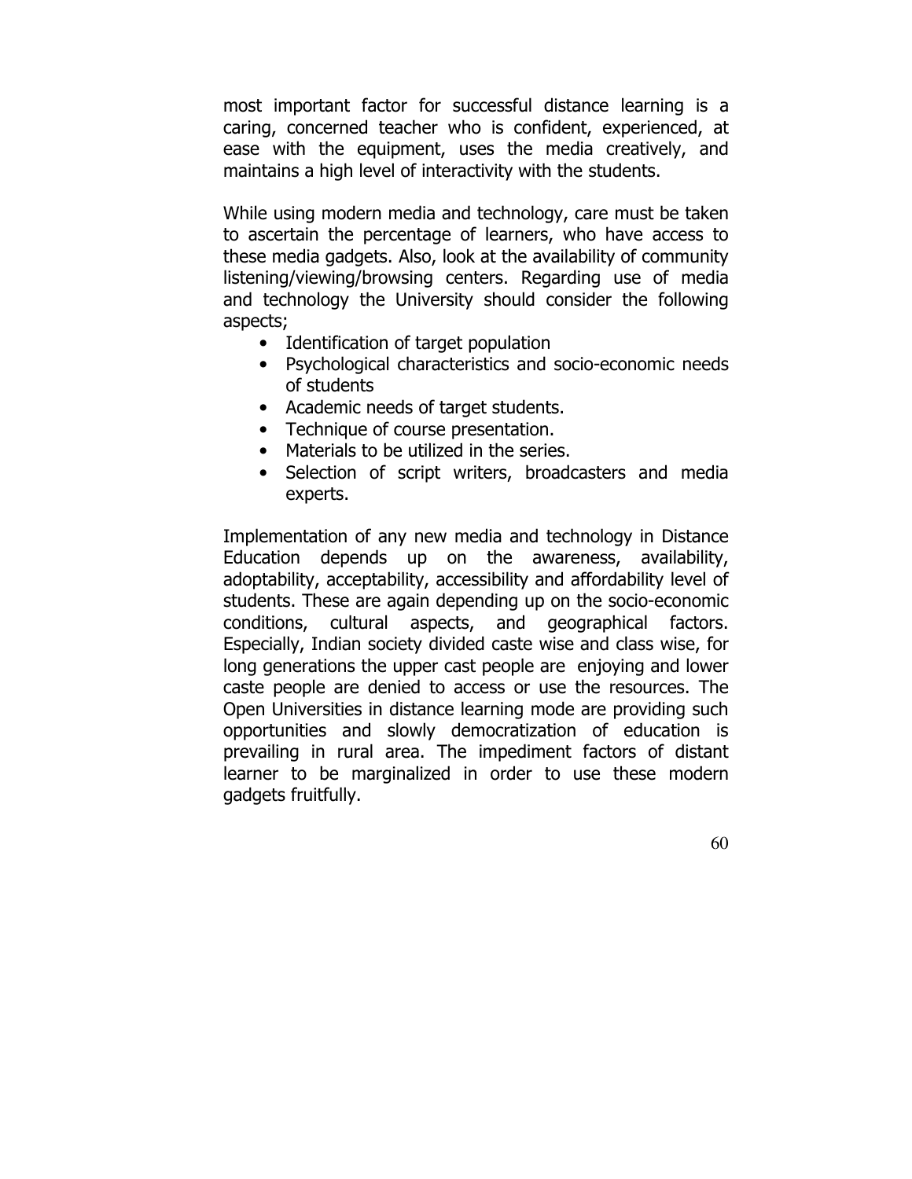most important factor for successful distance learning is a caring, concerned teacher who is confident, experienced, at ease with the equipment, uses the media creatively, and maintains a high level of interactivity with the students.

While using modern media and technology, care must be taken to ascertain the percentage of learners, who have access to these media gadgets. Also, look at the availability of community listening/viewing/browsing centers. Regarding use of media and technology the University should consider the following aspects;

- Identification of target population
- Psychological characteristics and socio-economic needs of students
- Academic needs of target students.
- Technique of course presentation.
- Materials to be utilized in the series.
- Selection of script writers, broadcasters and media experts.

Implementation of any new media and technology in Distance Education depends up on the awareness, availability, adoptability, acceptability, accessibility and affordability level of students. These are again depending up on the socio-economic conditions, cultural aspects, and geographical factors. Especially, Indian society divided caste wise and class wise, for long generations the upper cast people are enjoying and lower caste people are denied to access or use the resources. The Open Universities in distance learning mode are providing such opportunities and slowly democratization of education is prevailing in rural area. The impediment factors of distant learner to be marginalized in order to use these modern gadgets fruitfully.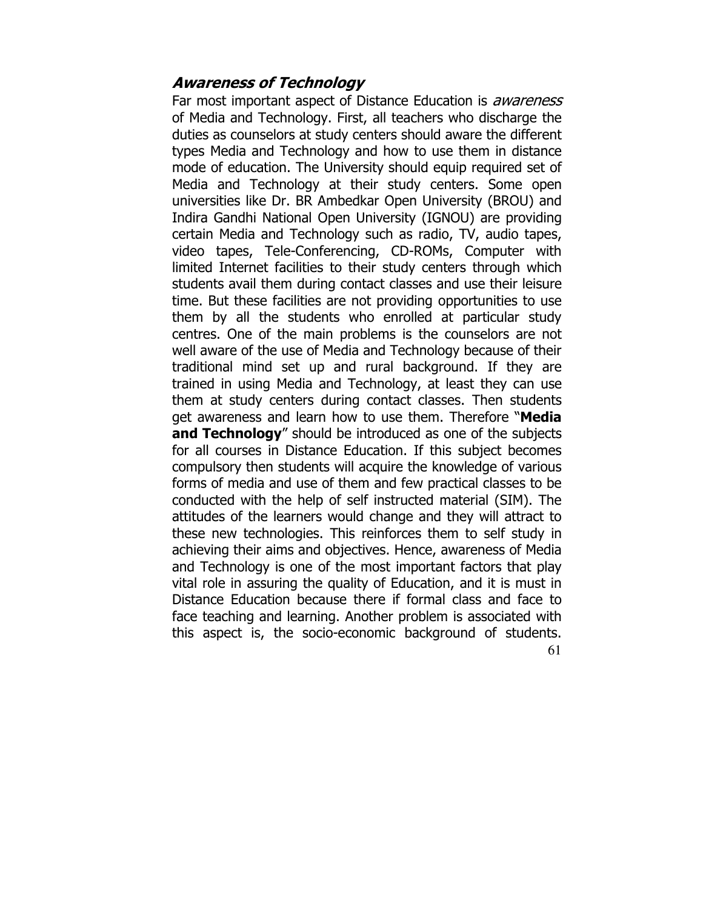### ***Awareness of Technology***

Far most important aspect of Distance Education is *awareness* of Media and Technology. First, all teachers who discharge the duties as counselors at study centers should aware the different types Media and Technology and how to use them in distance mode of education. The University should equip required set of Media and Technology at their study centers. Some open universities like Dr. BR Ambedkar Open University (BROU) and Indira Gandhi National Open University (IGNOU) are providing certain Media and Technology such as radio, TV, audio tapes, video tapes, Tele-Conferencing, CD-ROMs, Computer with limited Internet facilities to their study centers through which students avail them during contact classes and use their leisure time. But these facilities are not providing opportunities to use them by all the students who enrolled at particular study centres. One of the main problems is the counselors are not well aware of the use of Media and Technology because of their traditional mind set up and rural background. If they are trained in using Media and Technology, at least they can use them at study centers during contact classes. Then students get awareness and learn how to use them. Therefore "**Media and Technology**" should be introduced as one of the subjects for all courses in Distance Education. If this subject becomes compulsory then students will acquire the knowledge of various forms of media and use of them and few practical classes to be conducted with the help of self instructed material (SIM). The attitudes of the learners would change and they will attract to these new technologies. This reinforces them to self study in achieving their aims and objectives. Hence, awareness of Media and Technology is one of the most important factors that play vital role in assuring the quality of Education, and it is must in Distance Education because there if formal class and face to face teaching and learning. Another problem is associated with this aspect is, the socio-economic background of students.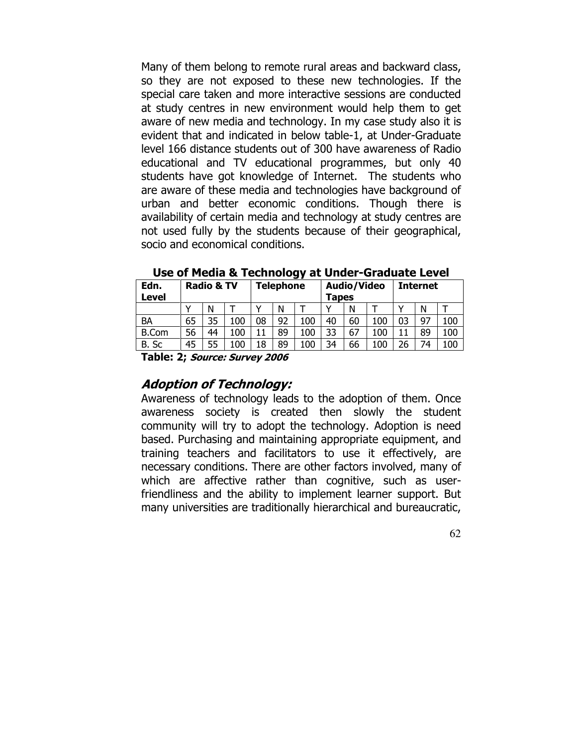Many of them belong to remote rural areas and backward class, so they are not exposed to these new technologies. If the special care taken and more interactive sessions are conducted at study centres in new environment would help them to get aware of new media and technology. In my case study also it is evident that and indicated in below table-1, at Under-Graduate level 166 distance students out of 300 have awareness of Radio educational and TV educational programmes, but only 40 students have got knowledge of Internet. The students who are aware of these media and technologies have background of urban and better economic conditions. Though there is availability of certain media and technology at study centres are not used fully by the students because of their geographical, socio and economical conditions.

**Use of Media & Technology at Under-Graduate Level**

| Edn. Level | Radio & TV | | | Telephone | | | Audio/Video Tapes | | | Internet | | |
|---|---|---|---|---|---|---|---|---|---|---|---|---|
| | Y | N | T | Y | N | T | Y | N | T | Y | N | T |
| BA | 65 | 35 | 100 | 08 | 92 | 100 | 40 | 60 | 100 | 03 | 97 | 100 |
| B.Com | 56 | 44 | 100 | 11 | 89 | 100 | 33 | 67 | 100 | 11 | 89 | 100 |
| B. Sc | 45 | 55 | 100 | 18 | 89 | 100 | 34 | 66 | 100 | 26 | 74 | 100 |

**Table: 2;** ***Source: Survey 2006***

## *Adoption of Technology:*

Awareness of technology leads to the adoption of them. Once awareness society is created then slowly the student community will try to adopt the technology. Adoption is need based. Purchasing and maintaining appropriate equipment, and training teachers and facilitators to use it effectively, are necessary conditions. There are other factors involved, many of which are affective rather than cognitive, such as user-friendliness and the ability to implement learner support. But many universities are traditionally hierarchical and bureaucratic,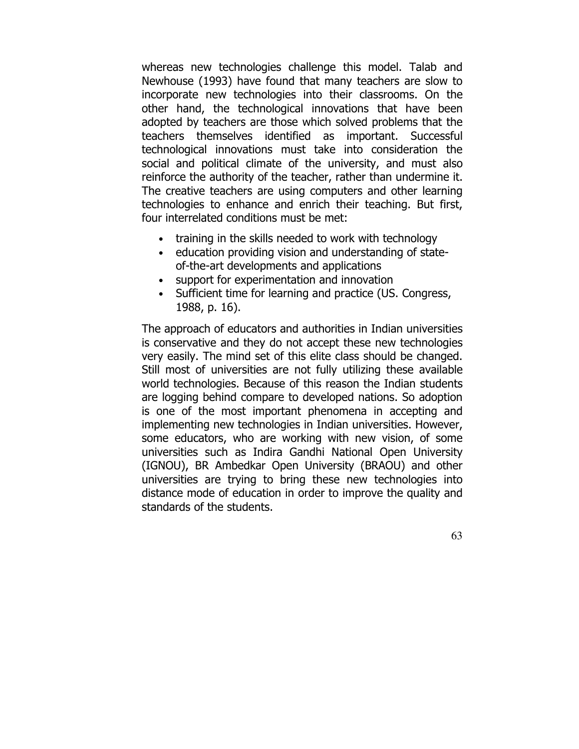whereas new technologies challenge this model. Talab and Newhouse (1993) have found that many teachers are slow to incorporate new technologies into their classrooms. On the other hand, the technological innovations that have been adopted by teachers are those which solved problems that the teachers themselves identified as important. Successful technological innovations must take into consideration the social and political climate of the university, and must also reinforce the authority of the teacher, rather than undermine it. The creative teachers are using computers and other learning technologies to enhance and enrich their teaching. But first, four interrelated conditions must be met:

- training in the skills needed to work with technology
- education providing vision and understanding of state-of-the-art developments and applications
- support for experimentation and innovation
- Sufficient time for learning and practice (US. Congress, 1988, p. 16).

The approach of educators and authorities in Indian universities is conservative and they do not accept these new technologies very easily. The mind set of this elite class should be changed. Still most of universities are not fully utilizing these available world technologies. Because of this reason the Indian students are logging behind compare to developed nations. So adoption is one of the most important phenomena in accepting and implementing new technologies in Indian universities. However, some educators, who are working with new vision, of some universities such as Indira Gandhi National Open University (IGNOU), BR Ambedkar Open University (BRAOU) and other universities are trying to bring these new technologies into distance mode of education in order to improve the quality and standards of the students.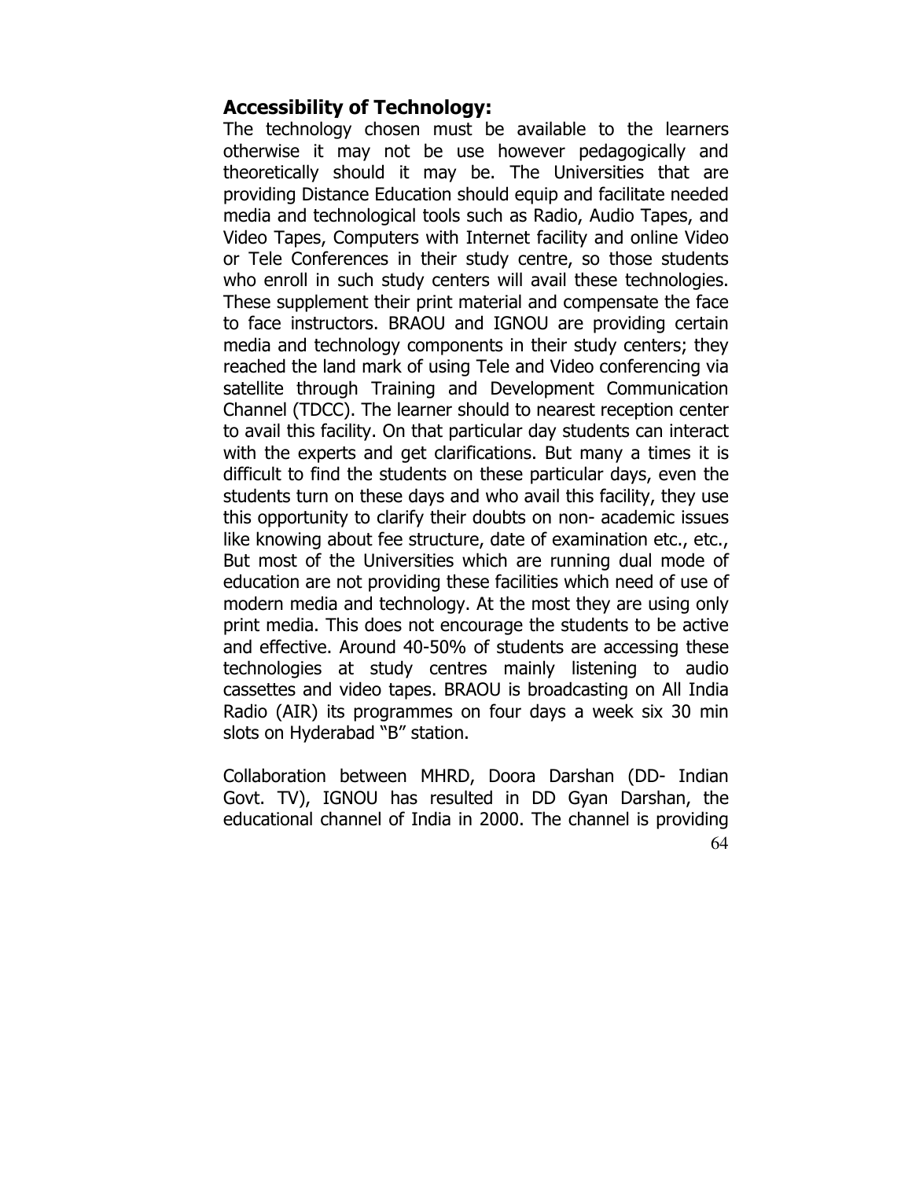**Accessibility of Technology:**

The technology chosen must be available to the learners otherwise it may not be use however pedagogically and theoretically should it may be. The Universities that are providing Distance Education should equip and facilitate needed media and technological tools such as Radio, Audio Tapes, and Video Tapes, Computers with Internet facility and online Video or Tele Conferences in their study centre, so those students who enroll in such study centers will avail these technologies. These supplement their print material and compensate the face to face instructors. BRAOU and IGNOU are providing certain media and technology components in their study centers; they reached the land mark of using Tele and Video conferencing via satellite through Training and Development Communication Channel (TDCC). The learner should to nearest reception center to avail this facility. On that particular day students can interact with the experts and get clarifications. But many a times it is difficult to find the students on these particular days, even the students turn on these days and who avail this facility, they use this opportunity to clarify their doubts on non- academic issues like knowing about fee structure, date of examination etc., etc., But most of the Universities which are running dual mode of education are not providing these facilities which need of use of modern media and technology. At the most they are using only print media. This does not encourage the students to be active and effective. Around 40-50% of students are accessing these technologies at study centres mainly listening to audio cassettes and video tapes. BRAOU is broadcasting on All India Radio (AIR) its programmes on four days a week six 30 min slots on Hyderabad "B" station.

Collaboration between MHRD, Doora Darshan (DD- Indian Govt. TV), IGNOU has resulted in DD Gyan Darshan, the educational channel of India in 2000. The channel is providing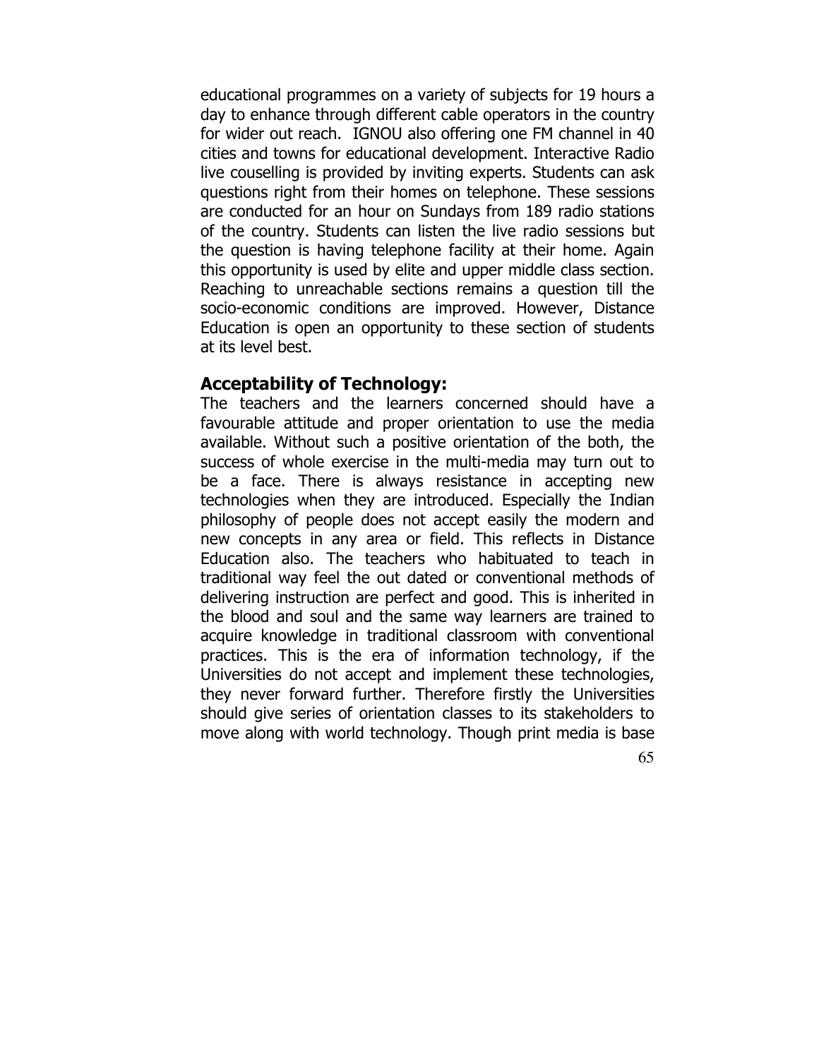educational programmes on a variety of subjects for 19 hours a day to enhance through different cable operators in the country for wider out reach. IGNOU also offering one FM channel in 40 cities and towns for educational development. Interactive Radio live couselling is provided by inviting experts. Students can ask questions right from their homes on telephone. These sessions are conducted for an hour on Sundays from 189 radio stations of the country. Students can listen the live radio sessions but the question is having telephone facility at their home. Again this opportunity is used by elite and upper middle class section. Reaching to unreachable sections remains a question till the socio-economic conditions are improved. However, Distance Education is open an opportunity to these section of students at its level best.

## Acceptability of Technology:

The teachers and the learners concerned should have a favourable attitude and proper orientation to use the media available. Without such a positive orientation of the both, the success of whole exercise in the multi-media may turn out to be a face. There is always resistance in accepting new technologies when they are introduced. Especially the Indian philosophy of people does not accept easily the modern and new concepts in any area or field. This reflects in Distance Education also. The teachers who habituated to teach in traditional way feel the out dated or conventional methods of delivering instruction are perfect and good. This is inherited in the blood and soul and the same way learners are trained to acquire knowledge in traditional classroom with conventional practices. This is the era of information technology, if the Universities do not accept and implement these technologies, they never forward further. Therefore firstly the Universities should give series of orientation classes to its stakeholders to move along with world technology. Though print media is base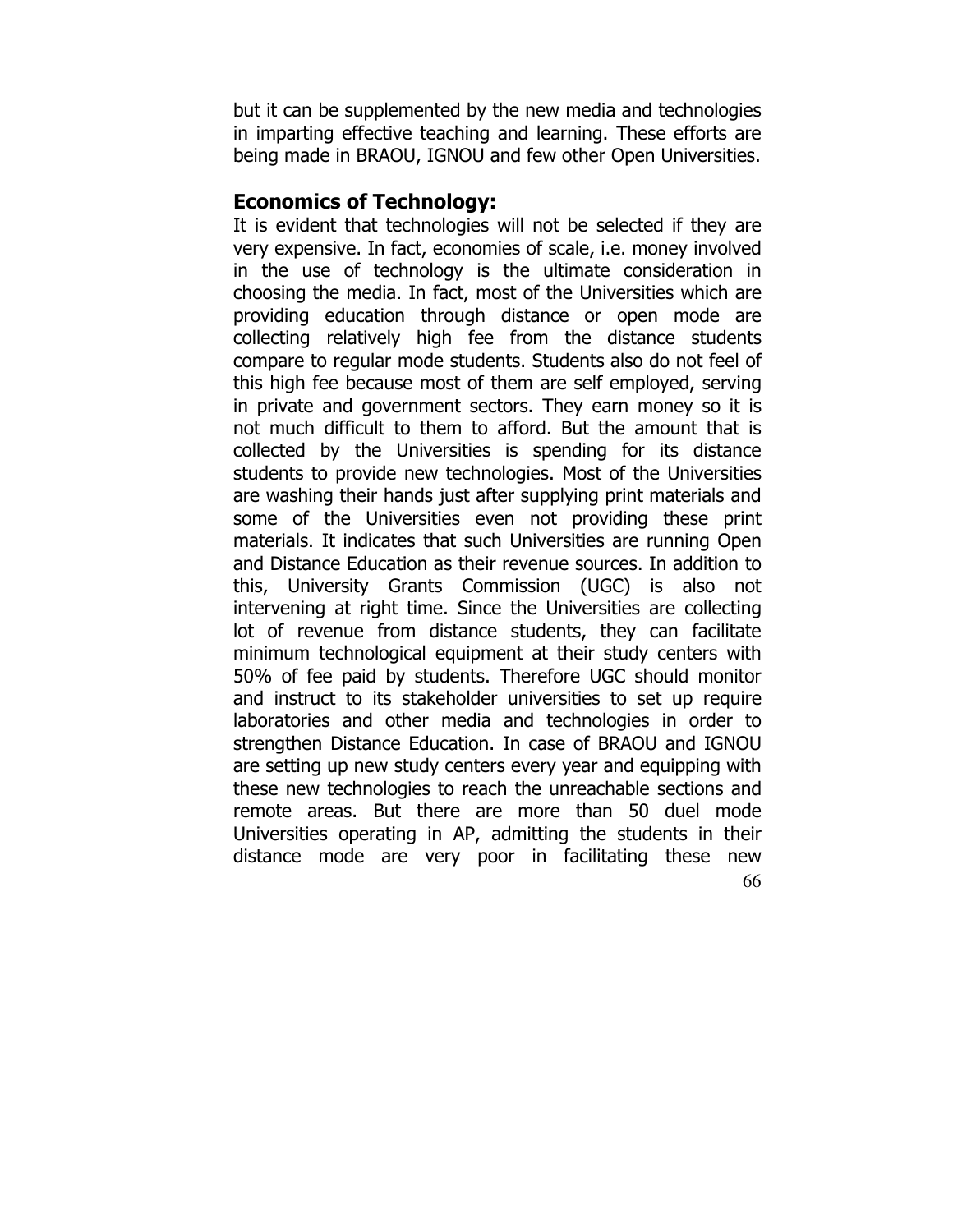but it can be supplemented by the new media and technologies in imparting effective teaching and learning. These efforts are being made in BRAOU, IGNOU and few other Open Universities.

### Economics of Technology:

It is evident that technologies will not be selected if they are very expensive. In fact, economies of scale, i.e. money involved in the use of technology is the ultimate consideration in choosing the media. In fact, most of the Universities which are providing education through distance or open mode are collecting relatively high fee from the distance students compare to regular mode students. Students also do not feel of this high fee because most of them are self employed, serving in private and government sectors. They earn money so it is not much difficult to them to afford. But the amount that is collected by the Universities is spending for its distance students to provide new technologies. Most of the Universities are washing their hands just after supplying print materials and some of the Universities even not providing these print materials. It indicates that such Universities are running Open and Distance Education as their revenue sources. In addition to this, University Grants Commission (UGC) is also not intervening at right time. Since the Universities are collecting lot of revenue from distance students, they can facilitate minimum technological equipment at their study centers with 50% of fee paid by students. Therefore UGC should monitor and instruct to its stakeholder universities to set up require laboratories and other media and technologies in order to strengthen Distance Education. In case of BRAOU and IGNOU are setting up new study centers every year and equipping with these new technologies to reach the unreachable sections and remote areas. But there are more than 50 duel mode Universities operating in AP, admitting the students in their distance mode are very poor in facilitating these new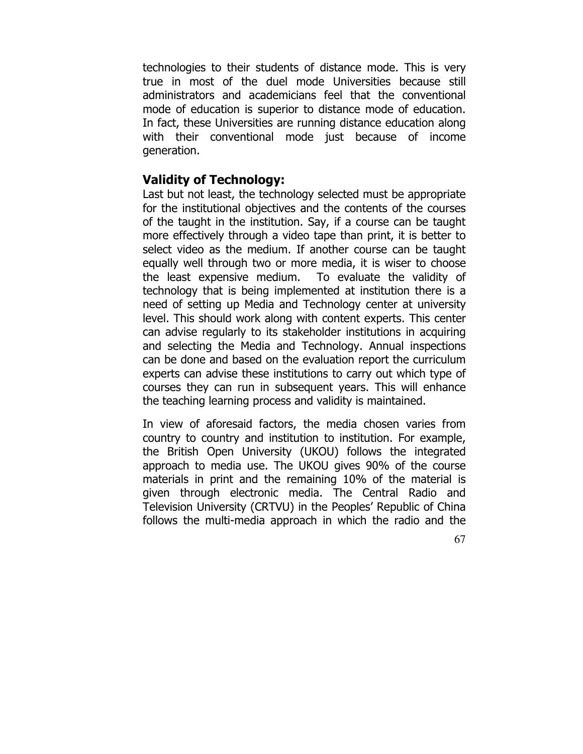technologies to their students of distance mode. This is very true in most of the duel mode Universities because still administrators and academicians feel that the conventional mode of education is superior to distance mode of education. In fact, these Universities are running distance education along with their conventional mode just because of income generation.

### Validity of Technology:

Last but not least, the technology selected must be appropriate for the institutional objectives and the contents of the courses of the taught in the institution. Say, if a course can be taught more effectively through a video tape than print, it is better to select video as the medium. If another course can be taught equally well through two or more media, it is wiser to choose the least expensive medium. To evaluate the validity of technology that is being implemented at institution there is a need of setting up Media and Technology center at university level. This should work along with content experts. This center can advise regularly to its stakeholder institutions in acquiring and selecting the Media and Technology. Annual inspections can be done and based on the evaluation report the curriculum experts can advise these institutions to carry out which type of courses they can run in subsequent years. This will enhance the teaching learning process and validity is maintained.

In view of aforesaid factors, the media chosen varies from country to country and institution to institution. For example, the British Open University (UKOU) follows the integrated approach to media use. The UKOU gives 90% of the course materials in print and the remaining 10% of the material is given through electronic media. The Central Radio and Television University (CRTVU) in the Peoples' Republic of China follows the multi-media approach in which the radio and the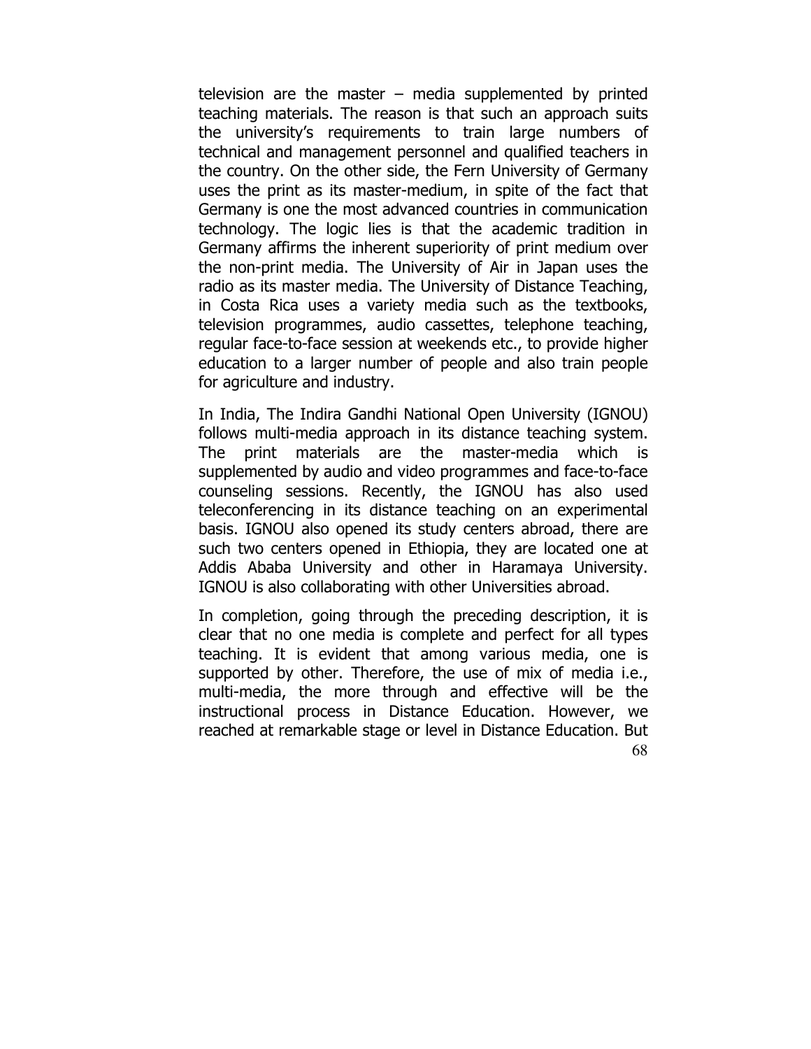television are the master – media supplemented by printed teaching materials. The reason is that such an approach suits the university's requirements to train large numbers of technical and management personnel and qualified teachers in the country. On the other side, the Fern University of Germany uses the print as its master-medium, in spite of the fact that Germany is one the most advanced countries in communication technology. The logic lies is that the academic tradition in Germany affirms the inherent superiority of print medium over the non-print media. The University of Air in Japan uses the radio as its master media. The University of Distance Teaching, in Costa Rica uses a variety media such as the textbooks, television programmes, audio cassettes, telephone teaching, regular face-to-face session at weekends etc., to provide higher education to a larger number of people and also train people for agriculture and industry.

In India, The Indira Gandhi National Open University (IGNOU) follows multi-media approach in its distance teaching system. The print materials are the master-media which is supplemented by audio and video programmes and face-to-face counseling sessions. Recently, the IGNOU has also used teleconferencing in its distance teaching on an experimental basis. IGNOU also opened its study centers abroad, there are such two centers opened in Ethiopia, they are located one at Addis Ababa University and other in Haramaya University. IGNOU is also collaborating with other Universities abroad.

In completion, going through the preceding description, it is clear that no one media is complete and perfect for all types teaching. It is evident that among various media, one is supported by other. Therefore, the use of mix of media i.e., multi-media, the more through and effective will be the instructional process in Distance Education. However, we reached at remarkable stage or level in Distance Education. But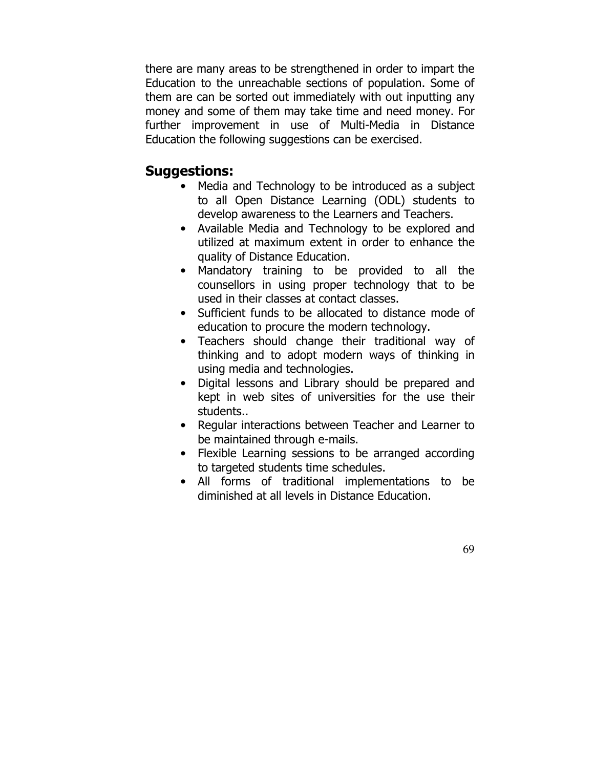there are many areas to be strengthened in order to impart the Education to the unreachable sections of population. Some of them are can be sorted out immediately with out inputting any money and some of them may take time and need money. For further improvement in use of Multi-Media in Distance Education the following suggestions can be exercised.

## Suggestions:

- Media and Technology to be introduced as a subject to all Open Distance Learning (ODL) students to develop awareness to the Learners and Teachers.
- Available Media and Technology to be explored and utilized at maximum extent in order to enhance the quality of Distance Education.
- Mandatory training to be provided to all the counsellors in using proper technology that to be used in their classes at contact classes.
- Sufficient funds to be allocated to distance mode of education to procure the modern technology.
- Teachers should change their traditional way of thinking and to adopt modern ways of thinking in using media and technologies.
- Digital lessons and Library should be prepared and kept in web sites of universities for the use their students..
- Regular interactions between Teacher and Learner to be maintained through e-mails.
- Flexible Learning sessions to be arranged according to targeted students time schedules.
- All forms of traditional implementations to be diminished at all levels in Distance Education.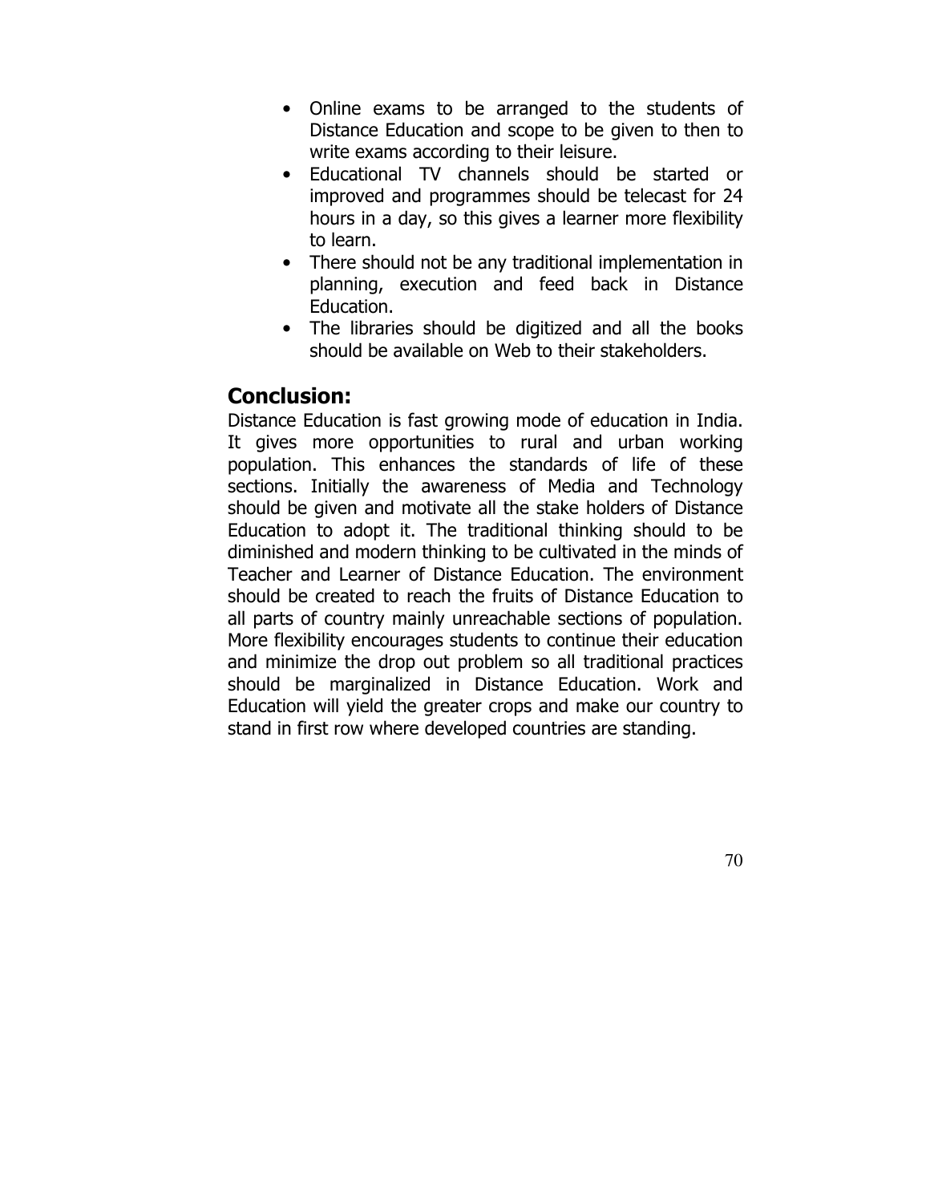- Online exams to be arranged to the students of Distance Education and scope to be given to then to write exams according to their leisure.
- Educational TV channels should be started or improved and programmes should be telecast for 24 hours in a day, so this gives a learner more flexibility to learn.
- There should not be any traditional implementation in planning, execution and feed back in Distance Education.
- The libraries should be digitized and all the books should be available on Web to their stakeholders.

## Conclusion:

Distance Education is fast growing mode of education in India. It gives more opportunities to rural and urban working population. This enhances the standards of life of these sections. Initially the awareness of Media and Technology should be given and motivate all the stake holders of Distance Education to adopt it. The traditional thinking should to be diminished and modern thinking to be cultivated in the minds of Teacher and Learner of Distance Education. The environment should be created to reach the fruits of Distance Education to all parts of country mainly unreachable sections of population. More flexibility encourages students to continue their education and minimize the drop out problem so all traditional practices should be marginalized in Distance Education. Work and Education will yield the greater crops and make our country to stand in first row where developed countries are standing.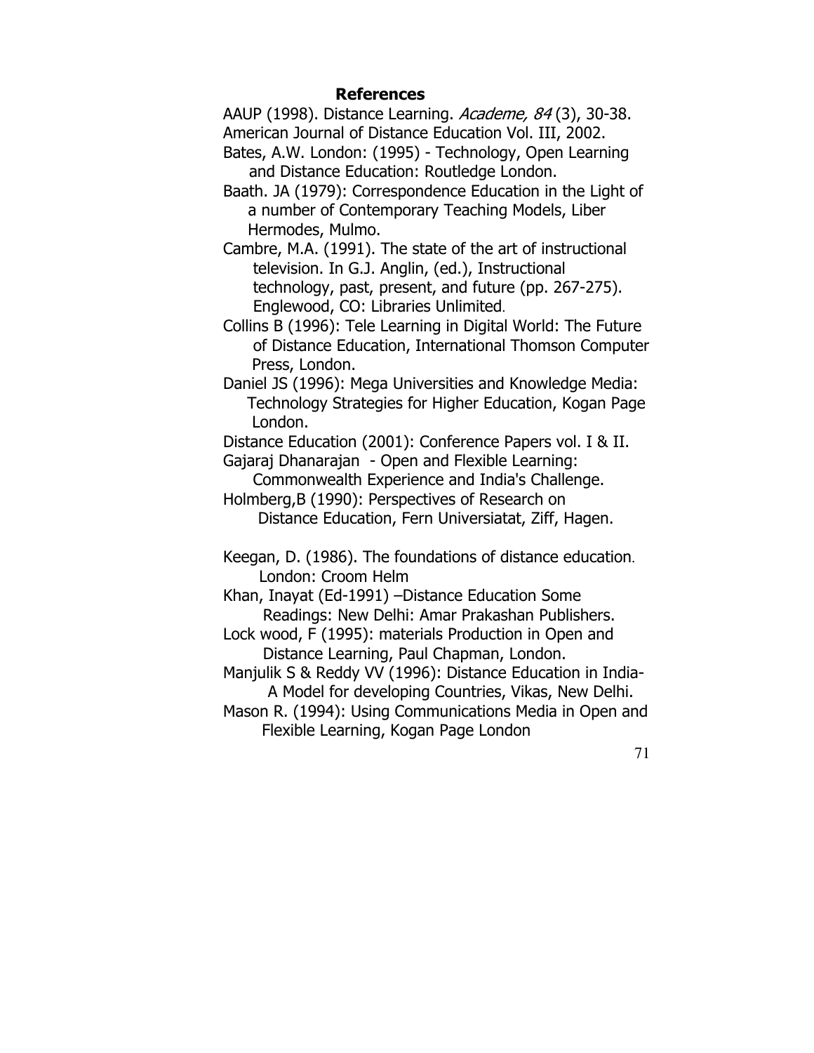## References

AAUP (1998). Distance Learning. *Academe, 84* (3), 30-38.

American Journal of Distance Education Vol. III, 2002.

Bates, A.W. London: (1995) - Technology, Open Learning and Distance Education: Routledge London.

Baath. JA (1979): Correspondence Education in the Light of a number of Contemporary Teaching Models, Liber Hermodes, Mulmo.

Cambre, M.A. (1991). The state of the art of instructional television. In G.J. Anglin, (ed.), Instructional technology, past, present, and future (pp. 267-275). Englewood, CO: Libraries Unlimited.

Collins B (1996): Tele Learning in Digital World: The Future of Distance Education, International Thomson Computer Press, London.

Daniel JS (1996): Mega Universities and Knowledge Media: Technology Strategies for Higher Education, Kogan Page London.

Distance Education (2001): Conference Papers vol. I & II.

Gajaraj Dhanarajan - Open and Flexible Learning: Commonwealth Experience and India's Challenge.

Holmberg,B (1990): Perspectives of Research on Distance Education, Fern Universiatat, Ziff, Hagen.

Keegan, D. (1986). The foundations of distance education. London: Croom Helm

Khan, Inayat (Ed-1991) –Distance Education Some Readings: New Delhi: Amar Prakashan Publishers.

Lock wood, F (1995): materials Production in Open and Distance Learning, Paul Chapman, London.

Manjulik S & Reddy VV (1996): Distance Education in India- A Model for developing Countries, Vikas, New Delhi.

Mason R. (1994): Using Communications Media in Open and Flexible Learning, Kogan Page London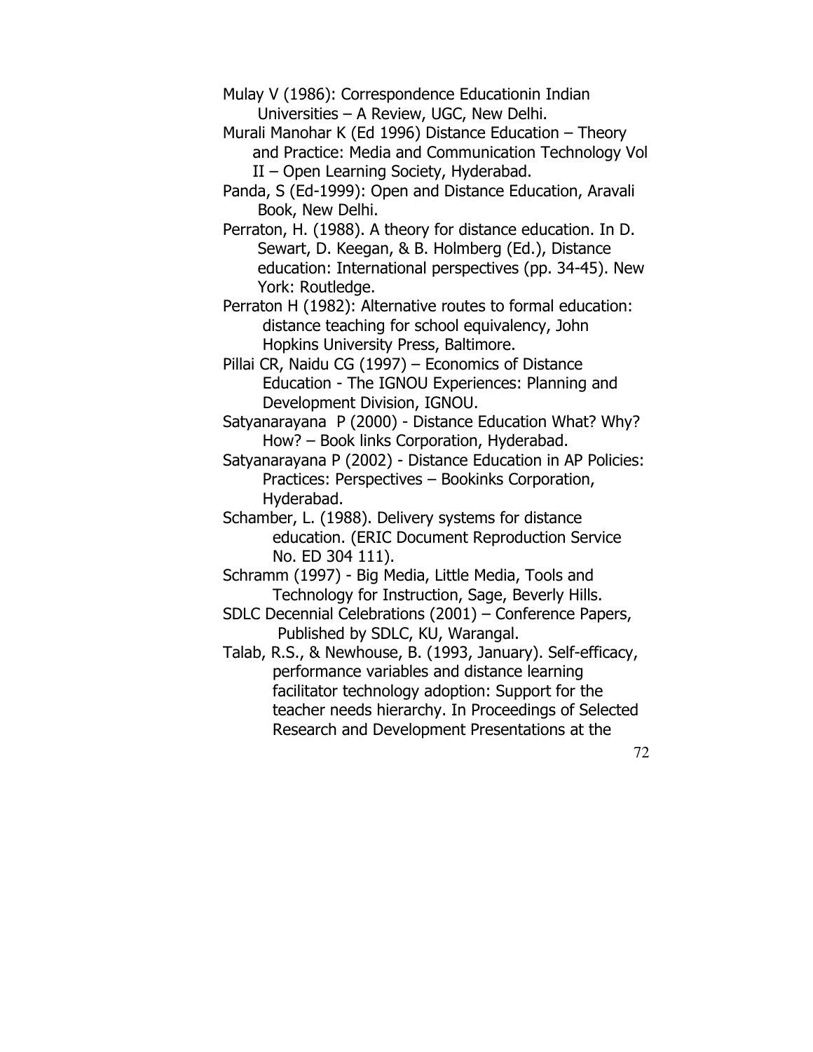Mulay V (1986): Correspondence Educationin Indian Universities – A Review, UGC, New Delhi.

Murali Manohar K (Ed 1996) Distance Education – Theory and Practice: Media and Communication Technology Vol II – Open Learning Society, Hyderabad.

Panda, S (Ed-1999): Open and Distance Education, Aravali Book, New Delhi.

Perraton, H. (1988). A theory for distance education. In D. Sewart, D. Keegan, & B. Holmberg (Ed.), Distance education: International perspectives (pp. 34-45). New York: Routledge.

Perraton H (1982): Alternative routes to formal education: distance teaching for school equivalency, John Hopkins University Press, Baltimore.

Pillai CR, Naidu CG (1997) – Economics of Distance Education - The IGNOU Experiences: Planning and Development Division, IGNOU.

Satyanarayana P (2000) - Distance Education What? Why? How? – Book links Corporation, Hyderabad.

Satyanarayana P (2002) - Distance Education in AP Policies: Practices: Perspectives – Bookinks Corporation, Hyderabad.

Schamber, L. (1988). Delivery systems for distance education. (ERIC Document Reproduction Service No. ED 304 111).

Schramm (1997) - Big Media, Little Media, Tools and Technology for Instruction, Sage, Beverly Hills.

SDLC Decennial Celebrations (2001) – Conference Papers, Published by SDLC, KU, Warangal.

Talab, R.S., & Newhouse, B. (1993, January). Self-efficacy, performance variables and distance learning facilitator technology adoption: Support for the teacher needs hierarchy. In Proceedings of Selected Research and Development Presentations at the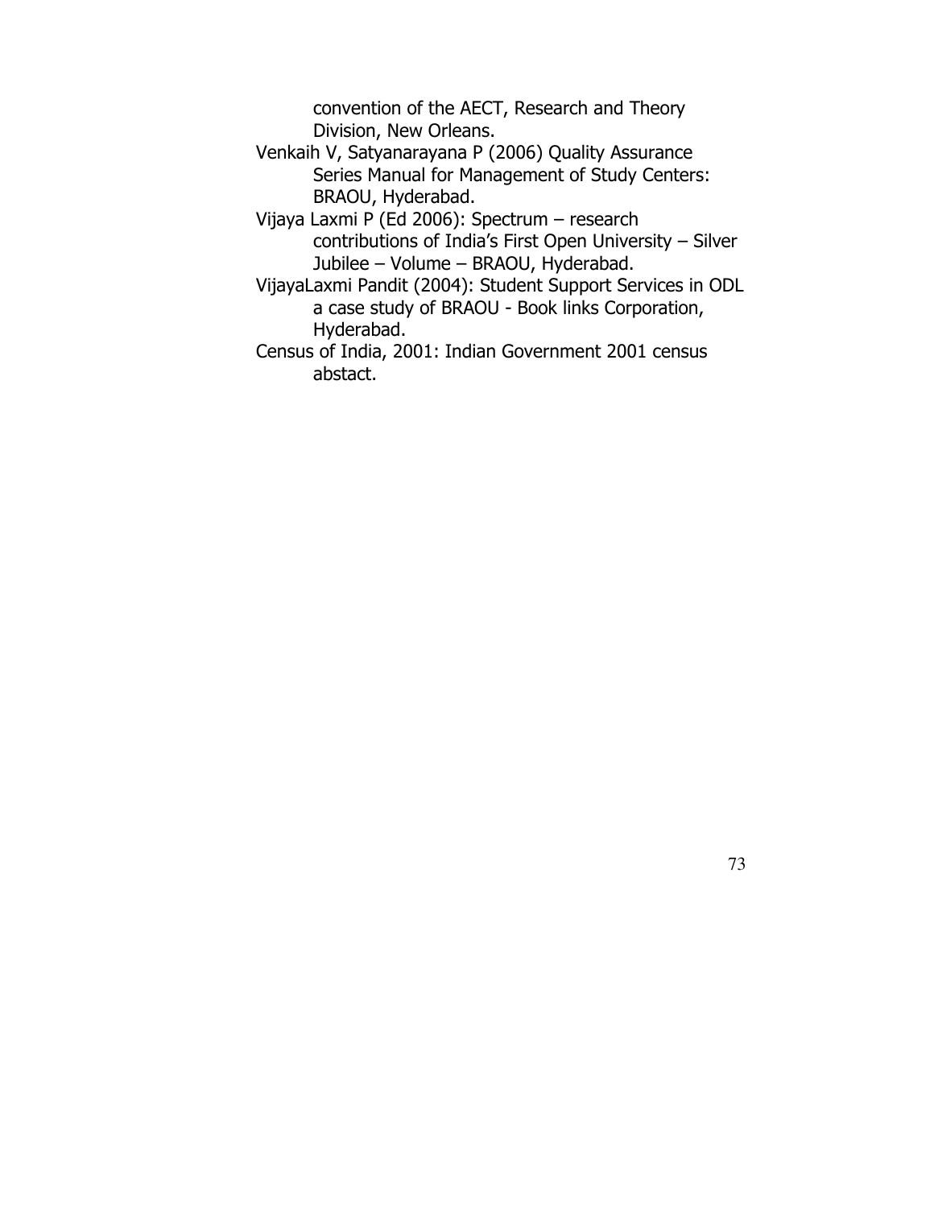convention of the AECT, Research and Theory Division, New Orleans.

Venkaih V, Satyanarayana P (2006) Quality Assurance Series Manual for Management of Study Centers: BRAOU, Hyderabad.

Vijaya Laxmi P (Ed 2006): Spectrum – research contributions of India's First Open University – Silver Jubilee – Volume – BRAOU, Hyderabad.

VijayaLaxmi Pandit (2004): Student Support Services in ODL a case study of BRAOU - Book links Corporation, Hyderabad.

Census of India, 2001: Indian Government 2001 census abstact.